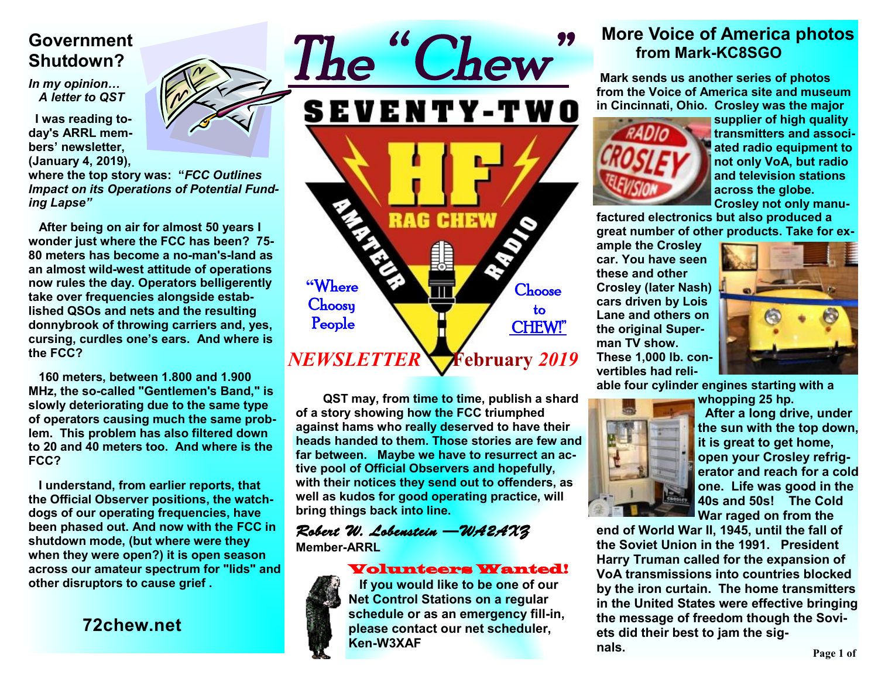# The "Chew"

SEVENTY-TWO

HF RAG CHEW AMATEUR RADIO

"Where Choosy People Choose to CHEW!"

*NEWSLETTER* **February** *2019*

## Government Shutdown?

***In my opinion… A letter to QST***

**I was reading today's ARRL members' newsletter, (January 4, 2019), where the top story was: *"FCC Outlines Impact on its Operations of Potential Funding Lapse"***

**After being on air for almost 50 years I wonder just where the FCC has been? 75-80 meters has become a no-man's-land as an almost wild-west attitude of operations now rules the day. Operators belligerently take over frequencies alongside established QSOs and nets and the resulting donnybrook of throwing carriers and, yes, cursing, curdles one's ears. And where is the FCC?**

**160 meters, between 1.800 and 1.900 MHz, the so-called "Gentlemen's Band," is slowly deteriorating due to the same type of operators causing much the same problem. This problem has also filtered down to 20 and 40 meters too. And where is the FCC?**

**I understand, from earlier reports, that the Official Observer positions, the watchdogs of our operating frequencies, have been phased out. And now with the FCC in shutdown mode, (but where were they when they were open?) it is open season across our amateur spectrum for "lids" and other disruptors to cause grief .**

**QST may, from time to time, publish a shard of a story showing how the FCC triumphed against hams who really deserved to have their heads handed to them. Those stories are few and far between. Maybe we have to resurrect an active pool of Official Observers and hopefully, with their notices they send out to offenders, as well as kudos for good operating practice, will bring things back into line.**

*Robert W. Lobenstein —WA2AXZ*
**Member-ARRL**

**72chew.net**

## Volunteers Wanted!

**If you would like to be one of our Net Control Stations on a regular schedule or as an emergency fill-in, please contact our net scheduler, Ken-W3XAF**

## More Voice of America photos from Mark-KC8SGO

**Mark sends us another series of photos from the Voice of America site and museum in Cincinnati, Ohio. Crosley was the major supplier of high quality transmitters and associated radio equipment to not only VoA, but radio and television stations across the globe. Crosley not only manufactured electronics but also produced a great number of other products. Take for example the Crosley car. You have seen these and other Crosley (later Nash) cars driven by Lois Lane and others on the original Superman TV show. These 1,000 lb. convertibles had reliable four cylinder engines starting with a whopping 25 hp.**

**After a long drive, under the sun with the top down, it is great to get home, open your Crosley refrigerator and reach for a cold one. Life was good in the 40s and 50s! The Cold War raged on from the end of World War II, 1945, until the fall of the Soviet Union in the 1991. President Harry Truman called for the expansion of VoA transmissions into countries blocked by the iron curtain. The home transmitters in the United States were effective bringing the message of freedom though the Soviets did their best to jam the signals.**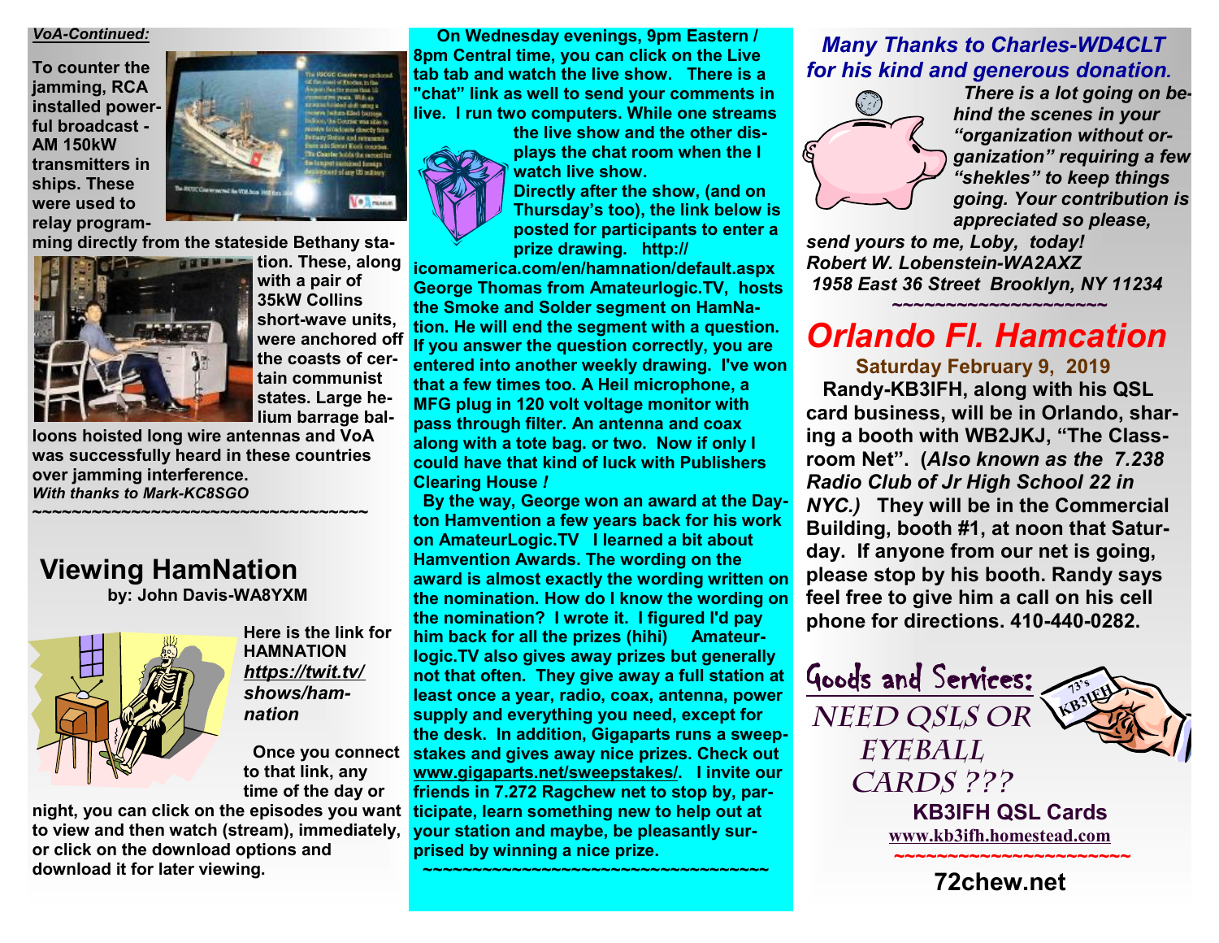***VoA-Continued:***

**To counter the jamming, RCA installed powerful broadcast - AM 150kW transmitters in ships. These were used to relay programming directly from the stateside Bethany station. These, along with a pair of 35kW Collins short-wave units, were anchored off the coasts of certain communist states. Large helium barrage balloons hoisted long wire antennas and VoA was successfully heard in these countries over jamming interference.**

***With thanks to Mark-KC8SGO***

~~~~~~~~~~~~~~~~~~~~~~~~~~~~~~~~~~~~

## Viewing HamNation

**by: John Davis-WA8YXM**

**Here is the link for HAMNATION *https://twit.tv/shows/ham-nation***

**Once you connect to that link, any time of the day or night, you can click on the episodes you want to view and then watch (stream), immediately, or click on the download options and download it for later viewing.**

**On Wednesday evenings, 9pm Eastern / 8pm Central time, you can click on the Live tab tab and watch the live show. There is a "chat" link as well to send your comments in live. I run two computers. While one streams the live show and the other displays the chat room when the I watch live show.**

**Directly after the show, (and on Thursday's too), the link below is posted for participants to enter a prize drawing. http://icomamerica.com/en/hamnation/default.aspx George Thomas from Amateurlogic.TV, hosts the Smoke and Solder segment on HamNation. He will end the segment with a question. If you answer the question correctly, you are entered into another weekly drawing. I've won that a few times too. A Heil microphone, a MFG plug in 120 volt voltage monitor with pass through filter. An antenna and coax along with a tote bag. or two. Now if only I could have that kind of luck with Publishers Clearing House *!***

**By the way, George won an award at the Dayton Hamvention a few years back for his work on AmateurLogic.TV I learned a bit about Hamvention Awards. The wording on the award is almost exactly the wording written on the nomination. How do I know the wording on the nomination? I wrote it. I figured I'd pay him back for all the prizes (hihi) Amateurlogic.TV also gives away prizes but generally not that often. They give away a full station at least once a year, radio, coax, antenna, power supply and everything you need, except for the desk. In addition, Gigaparts runs a sweepstakes and gives away nice prizes. Check out www.gigaparts.net/sweepstakes/. I invite our friends in 7.272 Ragchew net to stop by, participate, learn something new to help out at your station and maybe, be pleasantly surprised by winning a nice prize.**

~~~~~~~~~~~~~~~~~~~~~~~~~~~~~~~~~~~~

***Many Thanks to Charles-WD4CLT for his kind and generous donation.***

***There is a lot going on behind the scenes in your "organization without organization" requiring a few "shekles" to keep things going. Your contribution is appreciated so please, send yours to me, Loby, today!***

***Robert W. Lobenstein-WA2AXZ***

***1958 East 36 Street Brooklyn, NY 11234***

~~~~~~~~~~~~~~~~~~~~

# *Orlando Fl. Hamcation*

**Saturday February 9, 2019**

**Randy-KB3IFH, along with his QSL card business, will be in Orlando, sharing a booth with WB2JKJ, "The Classroom Net". (*Also known as the 7.238 Radio Club of Jr High School 22 in NYC.)* They will be in the Commercial Building, booth #1, at noon that Saturday. If anyone from our net is going, please stop by his booth. Randy says feel free to give him a call on his cell phone for directions. 410-440-0282.**

**Goods and Services:**

**NEED QSLS OR EYEBALL CARDS ???**

**KB3IFH QSL Cards**

**www.kb3ifh.homestead.com**

~~~~~~~~~~~~~~~~~~~~~~

**72chew.net**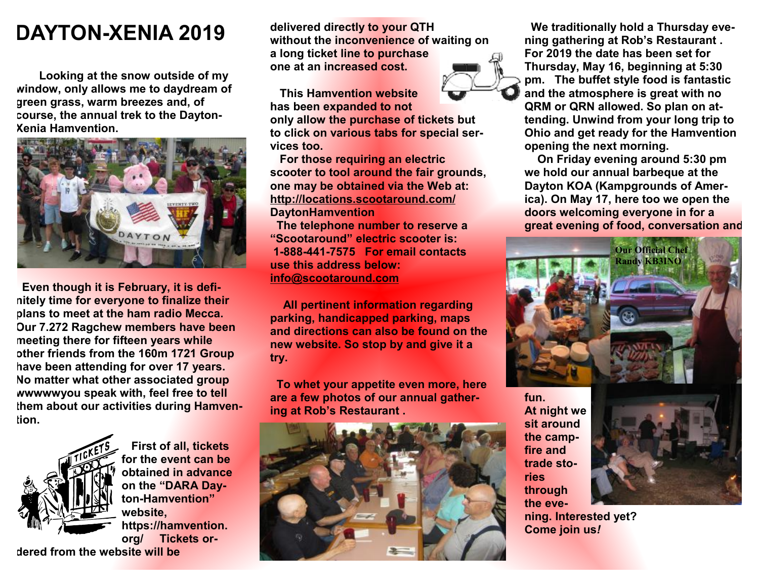# DAYTON-XENIA 2019

**Looking at the snow outside of my window, only allows me to daydream of green grass, warm breezes and, of course, the annual trek to the Dayton-Xenia Hamvention.**

**Even though it is February, it is definitely time for everyone to finalize their plans to meet at the ham radio Mecca. Our 7.272 Ragchew members have been meeting there for fifteen years while other friends from the 160m 1721 Group have been attending for over 17 years. No matter what other associated group wwwwwyou speak with, feel free to tell them about our activities during Hamvention.**

**First of all, tickets for the event can be obtained in advance on the "DARA Dayton-Hamvention" website, https://hamvention.org/ Tickets ordered from the website will be delivered directly to your QTH without the inconvenience of waiting on a long ticket line to purchase one at an increased cost.**

**This Hamvention website has been expanded to not only allow the purchase of tickets but to click on various tabs for special services too.**

**For those requiring an electric scooter to tool around the fair grounds, one may be obtained via the Web at: http://locations.scootaround.com/DaytonHamvention**

**The telephone number to reserve a "Scootaround" electric scooter is: 1-888-441-7575 For email contacts use this address below: info@scootaround.com**

**All pertinent information regarding parking, handicapped parking, maps and directions can also be found on the new website. So stop by and give it a try.**

**To whet your appetite even more, here are a few photos of our annual gathering at Rob's Restaurant .**

**We traditionally hold a Thursday evening gathering at Rob's Restaurant . For 2019 the date has been set for Thursday, May 16, beginning at 5:30 pm. The buffet style food is fantastic and the atmosphere is great with no QRM or QRN allowed. So plan on attending. Unwind from your long trip to Ohio and get ready for the Hamvention opening the next morning.**

**On Friday evening around 5:30 pm we hold our annual barbeque at the Dayton KOA (Kampgrounds of America). On May 17, here too we open the doors welcoming everyone in for a great evening of food, conversation and fun.**

Our Official Chef Randy KB3INO

**At night we sit around the campfire and trade stories through the evening. Interested yet? Come join us*!***